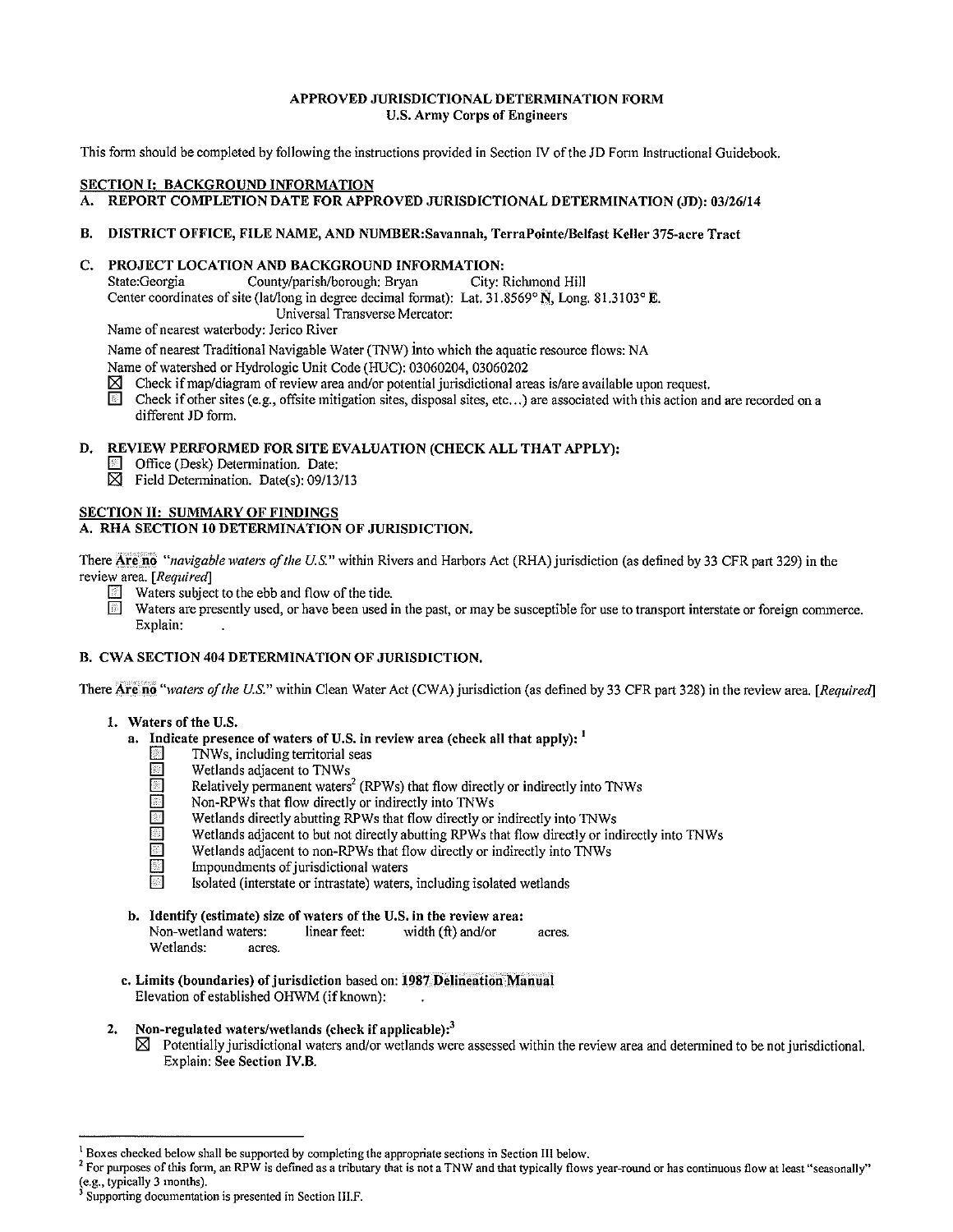# APPROVED JURISDICTIONAL DETERMINATION FORM
## U.S. Army Corps of Engineers

This form should be completed by following the instructions provided in Section IV of the JD Form Instructional Guidebook.

## SECTION I: BACKGROUND INFORMATION

**A. REPORT COMPLETION DATE FOR APPROVED JURISDICTIONAL DETERMINATION (JD): 03/26/14**

**B. DISTRICT OFFICE, FILE NAME, AND NUMBER:Savannah, TerraPointe/Belfast Keller 375-acre Tract**

**C. PROJECT LOCATION AND BACKGROUND INFORMATION:**

State:Georgia County/parish/borough: Bryan City: Richmond Hill

Center coordinates of site (lat/long in degree decimal format): Lat. 31.8569° N, Long. 81.3103° E.

Universal Transverse Mercator:

Name of nearest waterbody: Jerico River

Name of nearest Traditional Navigable Water (TNW) into which the aquatic resource flows: NA

Name of watershed or Hydrologic Unit Code (HUC): 03060204, 03060202

☒ Check if map/diagram of review area and/or potential jurisdictional areas is/are available upon request.

☐ Check if other sites (e.g., offsite mitigation sites, disposal sites, etc…) are associated with this action and are recorded on a different JD form.

**D. REVIEW PERFORMED FOR SITE EVALUATION (CHECK ALL THAT APPLY):**

☐ Office (Desk) Determination. Date:

☒ Field Determination. Date(s): 09/13/13

## SECTION II: SUMMARY OF FINDINGS

**A. RHA SECTION 10 DETERMINATION OF JURISDICTION.**

There **Are no** "*navigable waters of the U.S.*" within Rivers and Harbors Act (RHA) jurisdiction (as defined by 33 CFR part 329) in the review area. [*Required*]

☐ Waters subject to the ebb and flow of the tide.

☐ Waters are presently used, or have been used in the past, or may be susceptible for use to transport interstate or foreign commerce. Explain: .

**B. CWA SECTION 404 DETERMINATION OF JURISDICTION.**

There **Are no** "*waters of the U.S.*" within Clean Water Act (CWA) jurisdiction (as defined by 33 CFR part 328) in the review area. [*Required*]

**1. Waters of the U.S.**

**a. Indicate presence of waters of U.S. in review area (check all that apply):** [1]

☐ TNWs, including territorial seas

☐ Wetlands adjacent to TNWs

☐ Relatively permanent waters[2] (RPWs) that flow directly or indirectly into TNWs

☐ Non-RPWs that flow directly or indirectly into TNWs

☐ Wetlands directly abutting RPWs that flow directly or indirectly into TNWs

☐ Wetlands adjacent to but not directly abutting RPWs that flow directly or indirectly into TNWs

☐ Wetlands adjacent to non-RPWs that flow directly or indirectly into TNWs

☐ Impoundments of jurisdictional waters

☐ Isolated (interstate or intrastate) waters, including isolated wetlands

**b. Identify (estimate) size of waters of the U.S. in the review area:**

Non-wetland waters: linear feet: width (ft) and/or acres.

Wetlands: acres.

**c. Limits (boundaries) of jurisdiction** based on: **1987 Delineation Manual**

Elevation of established OHWM (if known): .

**2. Non-regulated waters/wetlands (check if applicable):**[3]

☒ Potentially jurisdictional waters and/or wetlands were assessed within the review area and determined to be not jurisdictional. Explain: **See Section IV.B.**

---

[1] Boxes checked below shall be supported by completing the appropriate sections in Section III below.

[2] For purposes of this form, an RPW is defined as a tributary that is not a TNW and that typically flows year-round or has continuous flow at least "seasonally" (e.g., typically 3 months).

[3] Supporting documentation is presented in Section III.F.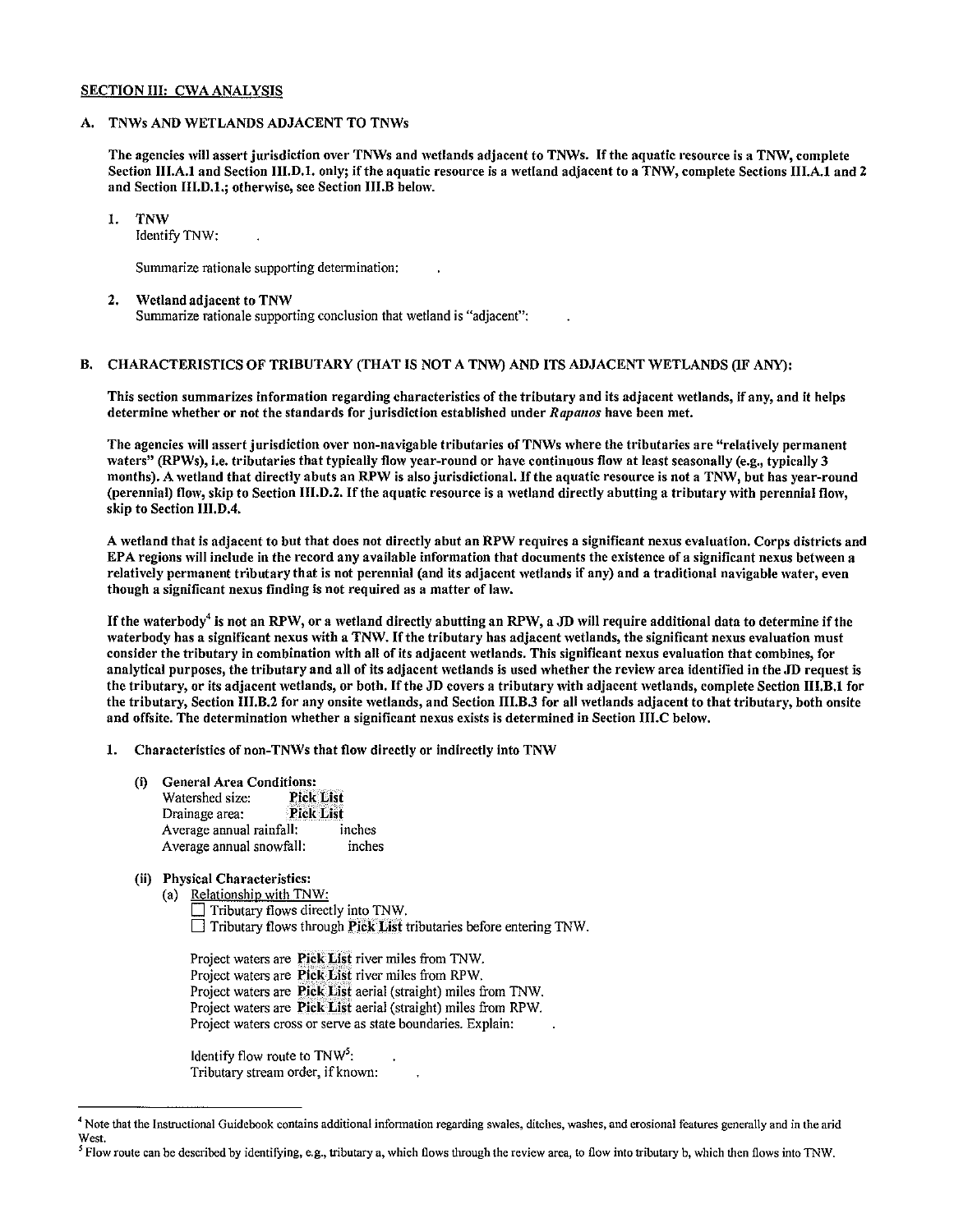## SECTION III: CWA ANALYSIS

### A. TNWs AND WETLANDS ADJACENT TO TNWs

**The agencies will assert jurisdiction over TNWs and wetlands adjacent to TNWs. If the aquatic resource is a TNW, complete Section III.A.1 and Section III.D.1. only; if the aquatic resource is a wetland adjacent to a TNW, complete Sections III.A.1 and 2 and Section III.D.1.; otherwise, see Section III.B below.**

1. **TNW**
   Identify TNW: .

   Summarize rationale supporting determination: .

2. **Wetland adjacent to TNW**
   Summarize rationale supporting conclusion that wetland is "adjacent": .

### B. CHARACTERISTICS OF TRIBUTARY (THAT IS NOT A TNW) AND ITS ADJACENT WETLANDS (IF ANY):

**This section summarizes information regarding characteristics of the tributary and its adjacent wetlands, if any, and it helps determine whether or not the standards for jurisdiction established under *Rapanos* have been met.**

**The agencies will assert jurisdiction over non-navigable tributaries of TNWs where the tributaries are "relatively permanent waters" (RPWs), i.e. tributaries that typically flow year-round or have continuous flow at least seasonally (e.g., typically 3 months). A wetland that directly abuts an RPW is also jurisdictional. If the aquatic resource is not a TNW, but has year-round (perennial) flow, skip to Section III.D.2. If the aquatic resource is a wetland directly abutting a tributary with perennial flow, skip to Section III.D.4.**

**A wetland that is adjacent to but that does not directly abut an RPW requires a significant nexus evaluation. Corps districts and EPA regions will include in the record any available information that documents the existence of a significant nexus between a relatively permanent tributary that is not perennial (and its adjacent wetlands if any) and a traditional navigable water, even though a significant nexus finding is not required as a matter of law.**

**If the waterbody[4] is not an RPW, or a wetland directly abutting an RPW, a JD will require additional data to determine if the waterbody has a significant nexus with a TNW. If the tributary has adjacent wetlands, the significant nexus evaluation must consider the tributary in combination with all of its adjacent wetlands. This significant nexus evaluation that combines, for analytical purposes, the tributary and all of its adjacent wetlands is used whether the review area identified in the JD request is the tributary, or its adjacent wetlands, or both. If the JD covers a tributary with adjacent wetlands, complete Section III.B.1 for the tributary, Section III.B.2 for any onsite wetlands, and Section III.B.3 for all wetlands adjacent to that tributary, both onsite and offsite. The determination whether a significant nexus exists is determined in Section III.C below.**

1. **Characteristics of non-TNWs that flow directly or indirectly into TNW**

   (i) **General Area Conditions:**
   Watershed size: **Pick List**
   Drainage area: **Pick List**
   Average annual rainfall: inches
   Average annual snowfall: inches

   (ii) **Physical Characteristics:**
   (a) Relationship with TNW:
   ☐ Tributary flows directly into TNW.
   ☐ Tributary flows through **Pick List** tributaries before entering TNW.

   Project waters are **Pick List** river miles from TNW.
   Project waters are **Pick List** river miles from RPW.
   Project waters are **Pick List** aerial (straight) miles from TNW.
   Project waters are **Pick List** aerial (straight) miles from RPW.
   Project waters cross or serve as state boundaries. Explain: .

   Identify flow route to TNW[5]: .
   Tributary stream order, if known: .

---

[4] Note that the Instructional Guidebook contains additional information regarding swales, ditches, washes, and erosional features generally and in the arid West.

[5] Flow route can be described by identifying, e.g., tributary a, which flows through the review area, to flow into tributary b, which then flows into TNW.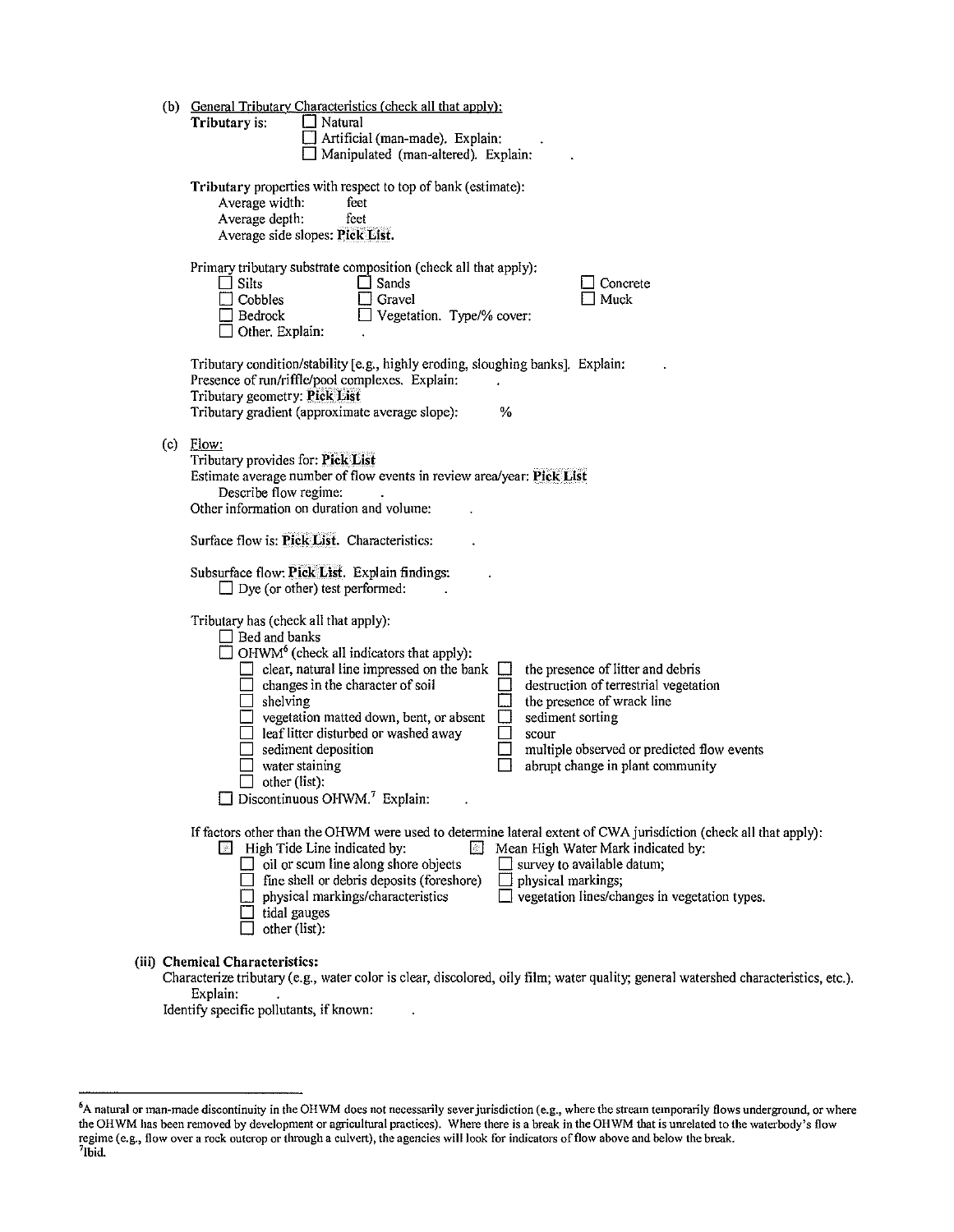(b) General Tributary Characteristics (check all that apply):

**Tributary** is: ☐ Natural
☐ Artificial (man-made). Explain: .
☐ Manipulated (man-altered). Explain: .

**Tributary** properties with respect to top of bank (estimate):
Average width: feet
Average depth: feet
Average side slopes: **Pick List.**

Primary tributary substrate composition (check all that apply):
☐ Silts ☐ Sands ☐ Concrete
☐ Cobbles ☐ Gravel ☐ Muck
☐ Bedrock ☐ Vegetation. Type/% cover:
☐ Other. Explain: .

Tributary condition/stability [e.g., highly eroding, sloughing banks]. Explain: .
Presence of run/riffle/pool complexes. Explain: .
Tributary geometry: **Pick List**
Tributary gradient (approximate average slope): %

(c) Flow:

Tributary provides for: **Pick List**
Estimate average number of flow events in review area/year: **Pick List**
Describe flow regime: .
Other information on duration and volume: .

Surface flow is: **Pick List.** Characteristics: .

Subsurface flow: **Pick List.** Explain findings: .
☐ Dye (or other) test performed: .

Tributary has (check all that apply):
☐ Bed and banks
☐ OHWM[6] (check all indicators that apply):
☐ clear, natural line impressed on the bank
☐ changes in the character of soil
☐ shelving
☐ vegetation matted down, bent, or absent
☐ leaf litter disturbed or washed away
☐ sediment deposition
☐ water staining
☐ other (list):
☐ the presence of litter and debris
☐ destruction of terrestrial vegetation
☐ the presence of wrack line
☐ sediment sorting
☐ scour
☐ multiple observed or predicted flow events
☐ abrupt change in plant community
☐ Discontinuous OHWM.[7] Explain: .

If factors other than the OHWM were used to determine lateral extent of CWA jurisdiction (check all that apply):
☐ High Tide Line indicated by:
☐ oil or scum line along shore objects
☐ fine shell or debris deposits (foreshore)
☐ physical markings/characteristics
☐ tidal gauges
☐ other (list):
☐ Mean High Water Mark indicated by:
☐ survey to available datum;
☐ physical markings;
☐ vegetation lines/changes in vegetation types.

**(iii) Chemical Characteristics:**

Characterize tributary (e.g., water color is clear, discolored, oily film; water quality; general watershed characteristics, etc.).
Explain: .
Identify specific pollutants, if known: .

---

[6]A natural or man-made discontinuity in the OHWM does not necessarily sever jurisdiction (e.g., where the stream temporarily flows underground, or where the OHWM has been removed by development or agricultural practices). Where there is a break in the OHWM that is unrelated to the waterbody's flow regime (e.g., flow over a rock outcrop or through a culvert), the agencies will look for indicators of flow above and below the break.
[7]Ibid.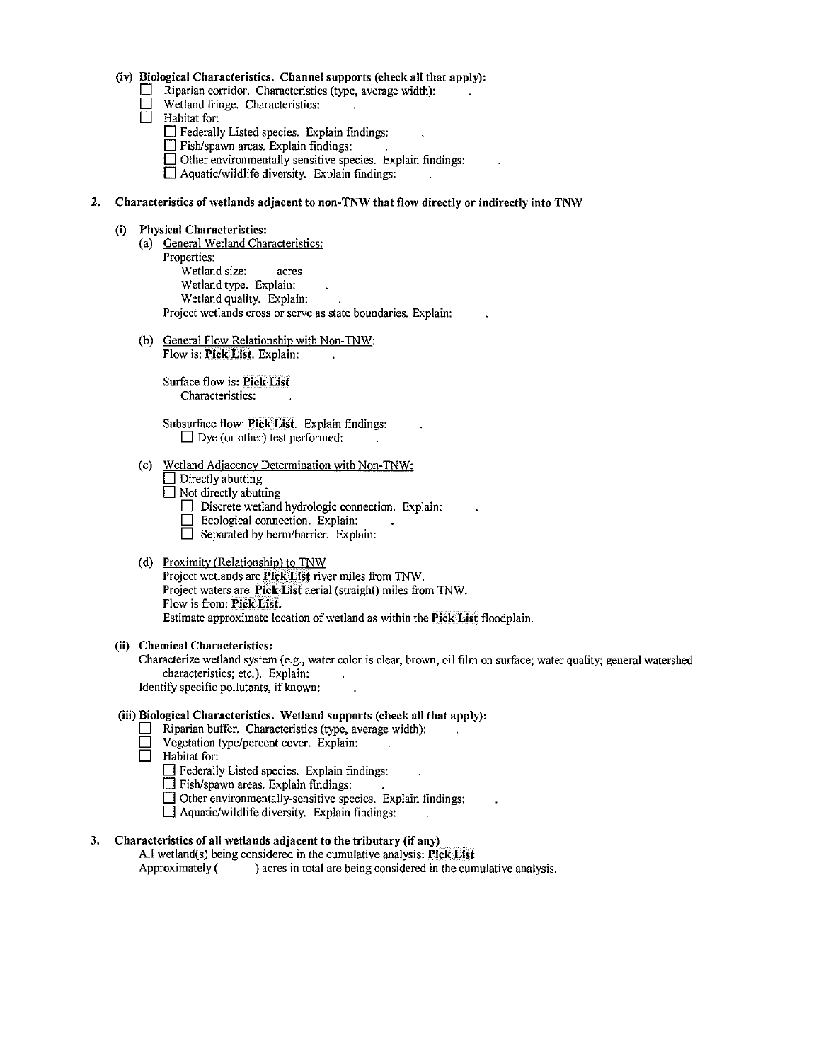**(iv) Biological Characteristics. Channel supports (check all that apply):**

- ☐ Riparian corridor. Characteristics (type, average width): .
- ☐ Wetland fringe. Characteristics: .
- ☐ Habitat for:
  - ☐ Federally Listed species. Explain findings: .
  - ☐ Fish/spawn areas. Explain findings: .
  - ☐ Other environmentally-sensitive species. Explain findings: .
  - ☐ Aquatic/wildlife diversity. Explain findings: .

**2. Characteristics of wetlands adjacent to non-TNW that flow directly or indirectly into TNW**

**(i) Physical Characteristics:**

(a) General Wetland Characteristics:

Properties:

Wetland size: acres

Wetland type. Explain: .

Wetland quality. Explain: .

Project wetlands cross or serve as state boundaries. Explain: .

(b) General Flow Relationship with Non-TNW:

Flow is: **Pick List**. Explain: .

Surface flow is: **Pick List**

Characteristics: .

Subsurface flow: **Pick List**. Explain findings: .

☐ Dye (or other) test performed: .

(c) Wetland Adjacency Determination with Non-TNW:

- ☐ Directly abutting
- ☐ Not directly abutting
  - ☐ Discrete wetland hydrologic connection. Explain: .
  - ☐ Ecological connection. Explain: .
  - ☐ Separated by berm/barrier. Explain: .

(d) Proximity (Relationship) to TNW

Project wetlands are **Pick List** river miles from TNW.

Project waters are **Pick List** aerial (straight) miles from TNW.

Flow is from: **Pick List.**

Estimate approximate location of wetland as within the **Pick List** floodplain.

**(ii) Chemical Characteristics:**

Characterize wetland system (e.g., water color is clear, brown, oil film on surface; water quality; general watershed characteristics; etc.). Explain: .

Identify specific pollutants, if known: .

**(iii) Biological Characteristics. Wetland supports (check all that apply):**

- ☐ Riparian buffer. Characteristics (type, average width): .
- ☐ Vegetation type/percent cover. Explain: .
- ☐ Habitat for:
  - ☐ Federally Listed species. Explain findings: .
  - ☐ Fish/spawn areas. Explain findings: .
  - ☐ Other environmentally-sensitive species. Explain findings: .
  - ☐ Aquatic/wildlife diversity. Explain findings: .

**3. Characteristics of all wetlands adjacent to the tributary (if any)**

All wetland(s) being considered in the cumulative analysis: **Pick List**

Approximately ( ) acres in total are being considered in the cumulative analysis.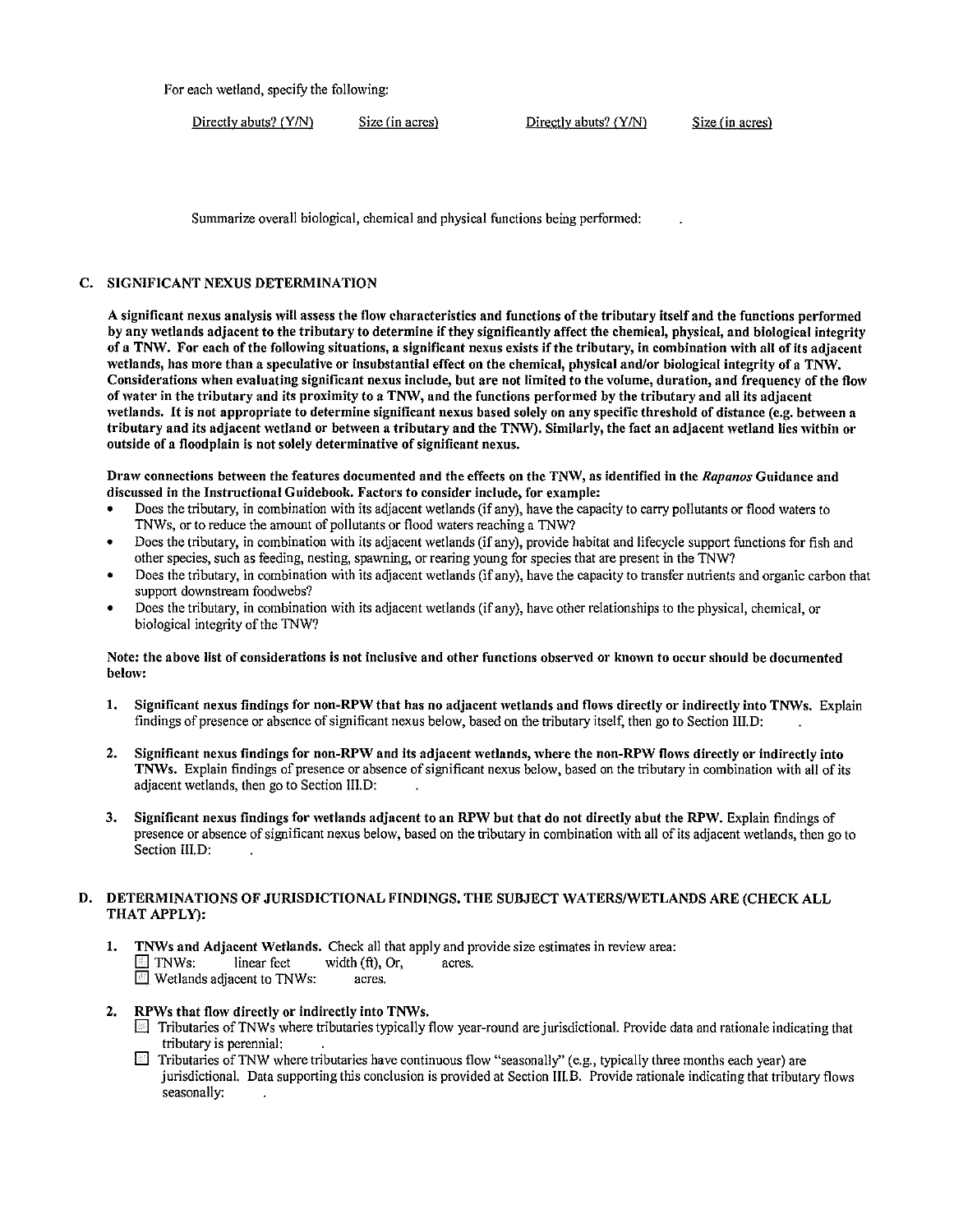For each wetland, specify the following:

| Directly abuts? (Y/N) | Size (in acres) | Directly abuts? (Y/N) | Size (in acres) |
|---|---|---|---|

Summarize overall biological, chemical and physical functions being performed: .

## C. SIGNIFICANT NEXUS DETERMINATION

**A significant nexus analysis will assess the flow characteristics and functions of the tributary itself and the functions performed by any wetlands adjacent to the tributary to determine if they significantly affect the chemical, physical, and biological integrity of a TNW. For each of the following situations, a significant nexus exists if the tributary, in combination with all of its adjacent wetlands, has more than a speculative or insubstantial effect on the chemical, physical and/or biological integrity of a TNW. Considerations when evaluating significant nexus include, but are not limited to the volume, duration, and frequency of the flow of water in the tributary and its proximity to a TNW, and the functions performed by the tributary and all its adjacent wetlands. It is not appropriate to determine significant nexus based solely on any specific threshold of distance (e.g. between a tributary and its adjacent wetland or between a tributary and the TNW). Similarly, the fact an adjacent wetland lies within or outside of a floodplain is not solely determinative of significant nexus.**

**Draw connections between the features documented and the effects on the TNW, as identified in the *Rapanos* Guidance and discussed in the Instructional Guidebook. Factors to consider include, for example:**

- Does the tributary, in combination with its adjacent wetlands (if any), have the capacity to carry pollutants or flood waters to TNWs, or to reduce the amount of pollutants or flood waters reaching a TNW?
- Does the tributary, in combination with its adjacent wetlands (if any), provide habitat and lifecycle support functions for fish and other species, such as feeding, nesting, spawning, or rearing young for species that are present in the TNW?
- Does the tributary, in combination with its adjacent wetlands (if any), have the capacity to transfer nutrients and organic carbon that support downstream foodwebs?
- Does the tributary, in combination with its adjacent wetlands (if any), have other relationships to the physical, chemical, or biological integrity of the TNW?

**Note: the above list of considerations is not inclusive and other functions observed or known to occur should be documented below:**

1. **Significant nexus findings for non-RPW that has no adjacent wetlands and flows directly or indirectly into TNWs.** Explain findings of presence or absence of significant nexus below, based on the tributary itself, then go to Section III.D: .

2. **Significant nexus findings for non-RPW and its adjacent wetlands, where the non-RPW flows directly or indirectly into TNWs.** Explain findings of presence or absence of significant nexus below, based on the tributary in combination with all of its adjacent wetlands, then go to Section III.D: .

3. **Significant nexus findings for wetlands adjacent to an RPW but that do not directly abut the RPW.** Explain findings of presence or absence of significant nexus below, based on the tributary in combination with all of its adjacent wetlands, then go to Section III.D: .

## D. DETERMINATIONS OF JURISDICTIONAL FINDINGS. THE SUBJECT WATERS/WETLANDS ARE (CHECK ALL THAT APPLY):

1. **TNWs and Adjacent Wetlands.** Check all that apply and provide size estimates in review area:
   - ☐ TNWs: linear feet width (ft), Or, acres.
   - ☐ Wetlands adjacent to TNWs: acres.

2. **RPWs that flow directly or indirectly into TNWs.**
   - ☐ Tributaries of TNWs where tributaries typically flow year-round are jurisdictional. Provide data and rationale indicating that tributary is perennial: .
   - ☐ Tributaries of TNW where tributaries have continuous flow "seasonally" (e.g., typically three months each year) are jurisdictional. Data supporting this conclusion is provided at Section III.B. Provide rationale indicating that tributary flows seasonally: .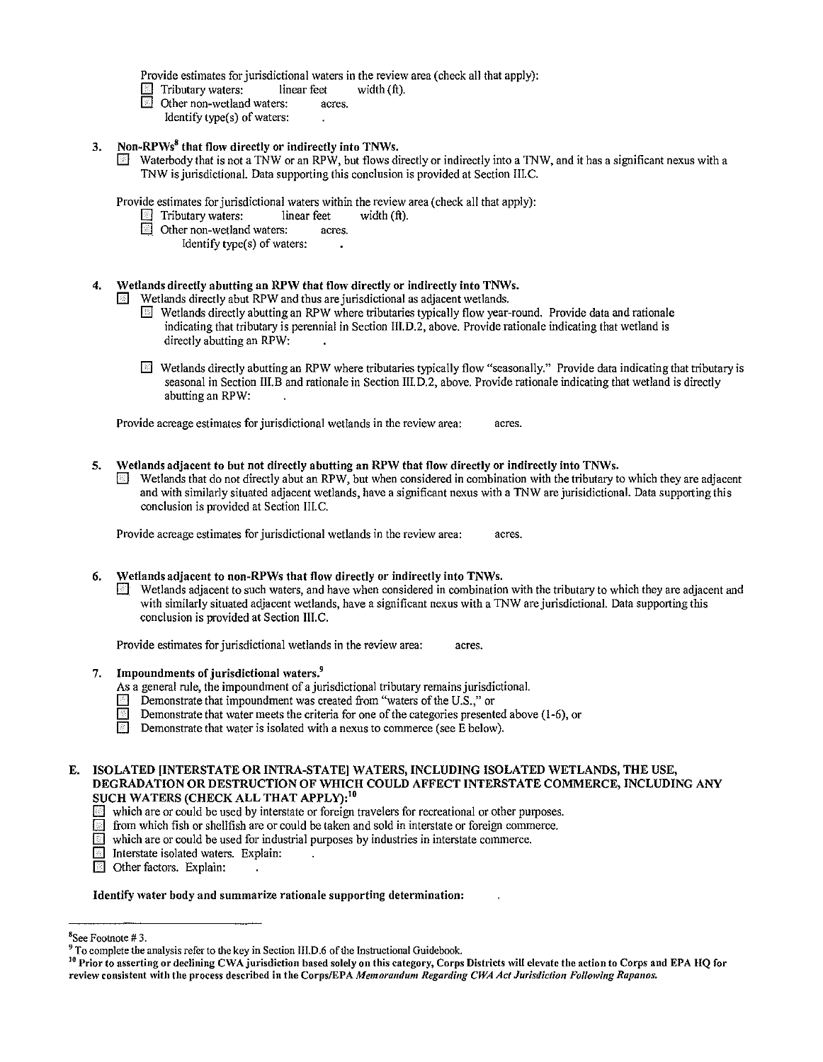Provide estimates for jurisdictional waters in the review area (check all that apply):

- ☐ Tributary waters: linear feet width (ft).
- ☐ Other non-wetland waters: acres.
  - Identify type(s) of waters: .

3. **Non-RPWs[8] that flow directly or indirectly into TNWs.**
   - ☐ Waterbody that is not a TNW or an RPW, but flows directly or indirectly into a TNW, and it has a significant nexus with a TNW is jurisdictional. Data supporting this conclusion is provided at Section III.C.

   Provide estimates for jurisdictional waters within the review area (check all that apply):
   - ☐ Tributary waters: linear feet width (ft).
   - ☐ Other non-wetland waters: acres.
     - Identify type(s) of waters: .

4. **Wetlands directly abutting an RPW that flow directly or indirectly into TNWs.**
   - ☐ Wetlands directly abut RPW and thus are jurisdictional as adjacent wetlands.
     - ☐ Wetlands directly abutting an RPW where tributaries typically flow year-round. Provide data and rationale indicating that tributary is perennial in Section III.D.2, above. Provide rationale indicating that wetland is directly abutting an RPW: .
     - ☐ Wetlands directly abutting an RPW where tributaries typically flow "seasonally." Provide data indicating that tributary is seasonal in Section III.B and rationale in Section III.D.2, above. Provide rationale indicating that wetland is directly abutting an RPW: .

   Provide acreage estimates for jurisdictional wetlands in the review area: acres.

5. **Wetlands adjacent to but not directly abutting an RPW that flow directly or indirectly into TNWs.**
   - ☐ Wetlands that do not directly abut an RPW, but when considered in combination with the tributary to which they are adjacent and with similarly situated adjacent wetlands, have a significant nexus with a TNW are jurisidictional. Data supporting this conclusion is provided at Section III.C.

   Provide acreage estimates for jurisdictional wetlands in the review area: acres.

6. **Wetlands adjacent to non-RPWs that flow directly or indirectly into TNWs.**
   - ☐ Wetlands adjacent to such waters, and have when considered in combination with the tributary to which they are adjacent and with similarly situated adjacent wetlands, have a significant nexus with a TNW are jurisdictional. Data supporting this conclusion is provided at Section III.C.

   Provide estimates for jurisdictional wetlands in the review area: acres.

7. **Impoundments of jurisdictional waters.[9]**

   As a general rule, the impoundment of a jurisdictional tributary remains jurisdictional.
   - ☐ Demonstrate that impoundment was created from "waters of the U.S.," or
   - ☐ Demonstrate that water meets the criteria for one of the categories presented above (1-6), or
   - ☐ Demonstrate that water is isolated with a nexus to commerce (see E below).

**E. ISOLATED [INTERSTATE OR INTRA-STATE] WATERS, INCLUDING ISOLATED WETLANDS, THE USE, DEGRADATION OR DESTRUCTION OF WHICH COULD AFFECT INTERSTATE COMMERCE, INCLUDING ANY SUCH WATERS (CHECK ALL THAT APPLY):[10]**

- ☐ which are or could be used by interstate or foreign travelers for recreational or other purposes.
- ☐ from which fish or shellfish are or could be taken and sold in interstate or foreign commerce.
- ☐ which are or could be used for industrial purposes by industries in interstate commerce.
- ☐ Interstate isolated waters. Explain: .
- ☐ Other factors. Explain: .

**Identify water body and summarize rationale supporting determination:** .

---

[8] See Footnote # 3.

[9] To complete the analysis refer to the key in Section III.D.6 of the Instructional Guidebook.

[10] **Prior to asserting or declining CWA jurisdiction based solely on this category, Corps Districts will elevate the action to Corps and EPA HQ for review consistent with the process described in the Corps/EPA *Memorandum Regarding CWA Act Jurisdiction Following Rapanos.***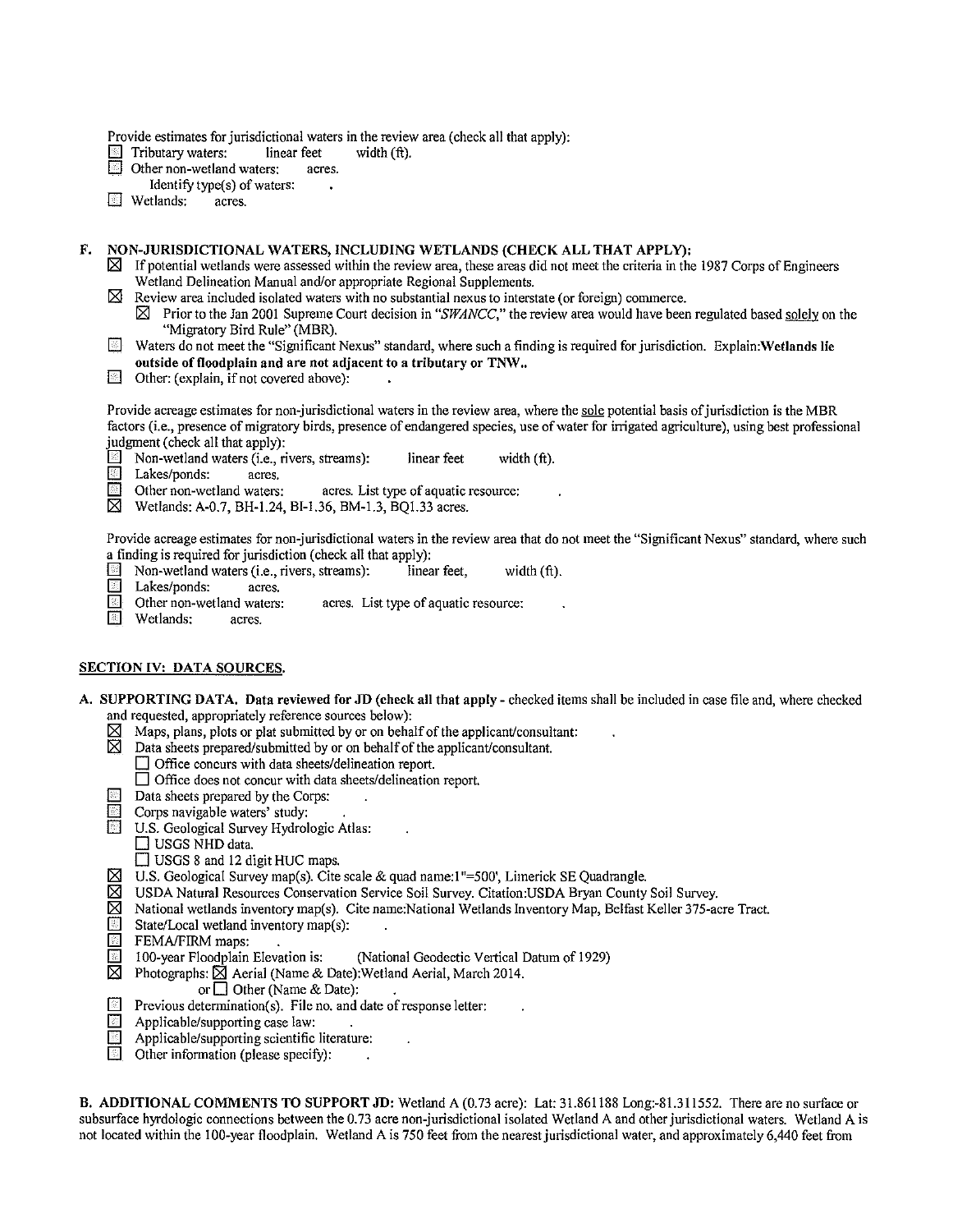Provide estimates for jurisdictional waters in the review area (check all that apply):

- ☐ Tributary waters: linear feet width (ft).
- ☐ Other non-wetland waters: acres.
  - Identify type(s) of waters: .
- ☐ Wetlands: acres.

**F. NON-JURISDICTIONAL WATERS, INCLUDING WETLANDS (CHECK ALL THAT APPLY):**

- ☒ If potential wetlands were assessed within the review area, these areas did not meet the criteria in the 1987 Corps of Engineers Wetland Delineation Manual and/or appropriate Regional Supplements.
- ☒ Review area included isolated waters with no substantial nexus to interstate (or foreign) commerce.
  - ☒ Prior to the Jan 2001 Supreme Court decision in "*SWANCC*," the review area would have been regulated based solely on the "Migratory Bird Rule" (MBR).
- ☐ Waters do not meet the "Significant Nexus" standard, where such a finding is required for jurisdiction. Explain:**Wetlands lie outside of floodplain and are not adjacent to a tributary or TNW..**
- ☐ Other: (explain, if not covered above): .

Provide acreage estimates for non-jurisdictional waters in the review area, where the sole potential basis of jurisdiction is the MBR factors (i.e., presence of migratory birds, presence of endangered species, use of water for irrigated agriculture), using best professional judgment (check all that apply):

- ☐ Non-wetland waters (i.e., rivers, streams): linear feet width (ft).
- ☐ Lakes/ponds: acres.
- ☐ Other non-wetland waters: acres. List type of aquatic resource: .
- ☒ Wetlands: A-0.7, BH-1.24, BI-1.36, BM-1.3, BQ1.33 acres.

Provide acreage estimates for non-jurisdictional waters in the review area that do not meet the "Significant Nexus" standard, where such a finding is required for jurisdiction (check all that apply):

- ☐ Non-wetland waters (i.e., rivers, streams): linear feet, width (ft).
- ☐ Lakes/ponds: acres.
- ☐ Other non-wetland waters: acres. List type of aquatic resource: .
- ☐ Wetlands: acres.

## SECTION IV: DATA SOURCES.

**A. SUPPORTING DATA. Data reviewed for JD (check all that apply -** checked items shall be included in case file and, where checked and requested, appropriately reference sources below):

- ☒ Maps, plans, plots or plat submitted by or on behalf of the applicant/consultant: .
- ☒ Data sheets prepared/submitted by or on behalf of the applicant/consultant.
  - ☐ Office concurs with data sheets/delineation report.
  - ☐ Office does not concur with data sheets/delineation report.
- ☐ Data sheets prepared by the Corps: .
- ☐ Corps navigable waters' study: .
- ☐ U.S. Geological Survey Hydrologic Atlas: .
  - ☐ USGS NHD data.
  - ☐ USGS 8 and 12 digit HUC maps.
- ☒ U.S. Geological Survey map(s). Cite scale & quad name:1"=500', Limerick SE Quadrangle.
- ☒ USDA Natural Resources Conservation Service Soil Survey. Citation:USDA Bryan County Soil Survey.
- ☒ National wetlands inventory map(s). Cite name:National Wetlands Inventory Map, Belfast Keller 375-acre Tract.
- ☐ State/Local wetland inventory map(s): .
- ☐ FEMA/FIRM maps: .
- ☐ 100-year Floodplain Elevation is: (National Geodectic Vertical Datum of 1929)
- ☒ Photographs: ☒ Aerial (Name & Date):Wetland Aerial, March 2014.
  - or ☐ Other (Name & Date): .
- ☐ Previous determination(s). File no. and date of response letter: .
- ☐ Applicable/supporting case law: .
- ☐ Applicable/supporting scientific literature: .
- ☐ Other information (please specify): .

**B. ADDITIONAL COMMENTS TO SUPPORT JD:** Wetland A (0.73 acre): Lat: 31.861188 Long:-81.311552. There are no surface or subsurface hyrdologic connections between the 0.73 acre non-jurisdictional isolated Wetland A and other jurisdictional waters. Wetland A is not located within the 100-year floodplain. Wetland A is 750 feet from the nearest jurisdictional water, and approximately 6,440 feet from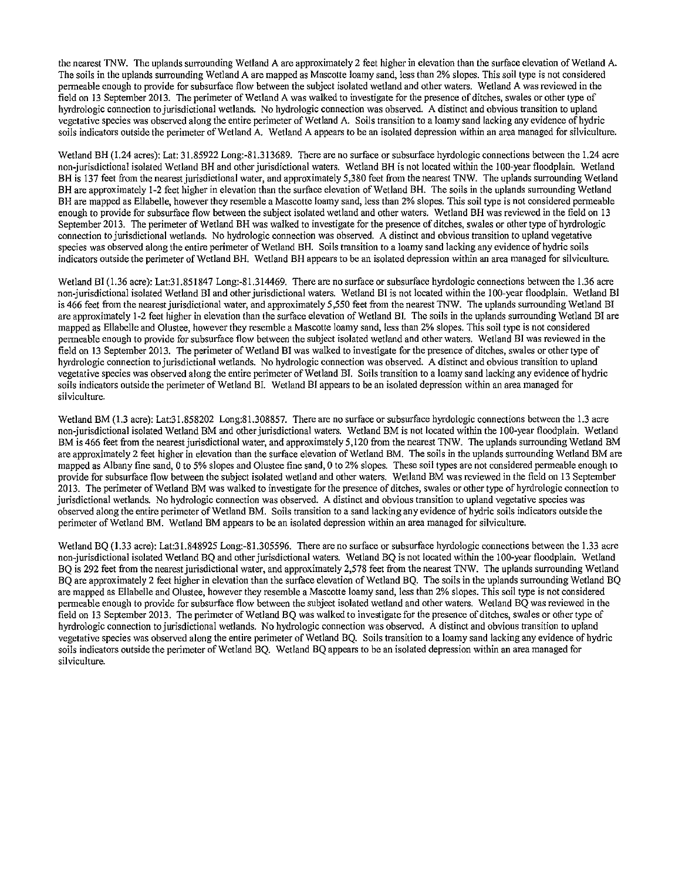the nearest TNW. The uplands surrounding Wetland A are approximately 2 feet higher in elevation than the surface elevation of Wetland A. The soils in the uplands surrounding Wetland A are mapped as Mascotte loamy sand, less than 2% slopes. This soil type is not considered permeable enough to provide for subsurface flow between the subject isolated wetland and other waters. Wetland A was reviewed in the field on 13 September 2013. The perimeter of Wetland A was walked to investigate for the presence of ditches, swales or other type of hyrdrologic connection to jurisdictional wetlands. No hydrologic connection was observed. A distinct and obvious transition to upland vegetative species was observed along the entire perimeter of Wetland A. Soils transition to a loamy sand lacking any evidence of hydric soils indicators outside the perimeter of Wetland A. Wetland A appears to be an isolated depression within an area managed for silviculture.

Wetland BH (1.24 acres): Lat: 31.85922 Long:-81.313689. There are no surface or subsurface hyrdologic connections between the 1.24 acre non-jurisdictional isolated Wetland BH and other jurisdictional waters. Wetland BH is not located within the 100-year floodplain. Wetland BH is 137 feet from the nearest jurisdictional water, and approximately 5,380 feet from the nearest TNW. The uplands surrounding Wetland BH are approximately 1-2 feet higher in elevation than the surface elevation of Wetland BH. The soils in the uplands surrounding Wetland BH are mapped as Ellabelle, however they resemble a Mascotte loamy sand, less than 2% slopes. This soil type is not considered permeable enough to provide for subsurface flow between the subject isolated wetland and other waters. Wetland BH was reviewed in the field on 13 September 2013. The perimeter of Wetland BH was walked to investigate for the presence of ditches, swales or other type of hyrdrologic connection to jurisdictional wetlands. No hydrologic connection was observed. A distinct and obvious transition to upland vegetative species was observed along the entire perimeter of Wetland BH. Soils transition to a loamy sand lacking any evidence of hydric soils indicators outside the perimeter of Wetland BH. Wetland BH appears to be an isolated depression within an area managed for silviculture.

Wetland BI (1.36 acre): Lat:31.851847 Long:-81.314469. There are no surface or subsurface hyrdologic connections between the 1.36 acre non-jurisdictional isolated Wetland BI and other jurisdictional waters. Wetland BI is not located within the 100-year floodplain. Wetland BI is 466 feet from the nearest jurisdictional water, and approximately 5,550 feet from the nearest TNW. The uplands surrounding Wetland BI are approximately 1-2 feet higher in elevation than the surface elevation of Wetland BI. The soils in the uplands surrounding Wetland BI are mapped as Ellabelle and Olustee, however they resemble a Mascotte loamy sand, less than 2% slopes. This soil type is not considered permeable enough to provide for subsurface flow between the subject isolated wetland and other waters. Wetland BI was reviewed in the field on 13 September 2013. The perimeter of Wetland BI was walked to investigate for the presence of ditches, swales or other type of hyrdrologic connection to jurisdictional wetlands. No hydrologic connection was observed. A distinct and obvious transition to upland vegetative species was observed along the entire perimeter of Wetland BI. Soils transition to a loamy sand lacking any evidence of hydric soils indicators outside the perimeter of Wetland BI. Wetland BI appears to be an isolated depression within an area managed for silviculture.

Wetland BM (1.3 acre): Lat:31.858202 Long:81.308857. There are no surface or subsurface hyrdologic connections between the 1.3 acre non-jurisdictional isolated Wetland BM and other jurisdictional waters. Wetland BM is not located within the 100-year floodplain. Wetland BM is 466 feet from the nearest jurisdictional water, and approximately 5,120 from the nearest TNW. The uplands surrounding Wetland BM are approximately 2 feet higher in elevation than the surface elevation of Wetland BM. The soils in the uplands surrounding Wetland BM are mapped as Albany fine sand, 0 to 5% slopes and Olustee fine sand, 0 to 2% slopes. These soil types are not considered permeable enough to provide for subsurface flow between the subject isolated wetland and other waters. Wetland BM was reviewed in the field on 13 September 2013. The perimeter of Wetland BM was walked to investigate for the presence of ditches, swales or other type of hyrdrologic connection to jurisdictional wetlands. No hydrologic connection was observed. A distinct and obvious transition to upland vegetative species was observed along the entire perimeter of Wetland BM. Soils transition to a sand lacking any evidence of hydric soils indicators outside the perimeter of Wetland BM. Wetland BM appears to be an isolated depression within an area managed for silviculture.

Wetland BQ (1.33 acre): Lat:31.848925 Long:-81.305596. There are no surface or subsurface hyrdologic connections between the 1.33 acre non-jurisdictional isolated Wetland BQ and other jurisdictional waters. Wetland BQ is not located within the 100-year floodplain. Wetland BQ is 292 feet from the nearest jurisdictional water, and approximately 2,578 feet from the nearest TNW. The uplands surrounding Wetland BQ are approximately 2 feet higher in elevation than the surface elevation of Wetland BQ. The soils in the uplands surrounding Wetland BQ are mapped as Ellabelle and Olustee, however they resemble a Mascotte loamy sand, less than 2% slopes. This soil type is not considered permeable enough to provide for subsurface flow between the subject isolated wetland and other waters. Wetland BQ was reviewed in the field on 13 September 2013. The perimeter of Wetland BQ was walked to investigate for the presence of ditches, swales or other type of hyrdrologic connection to jurisdictional wetlands. No hydrologic connection was observed. A distinct and obvious transition to upland vegetative species was observed along the entire perimeter of Wetland BQ. Soils transition to a loamy sand lacking any evidence of hydric soils indicators outside the perimeter of Wetland BQ. Wetland BQ appears to be an isolated depression within an area managed for silviculture.